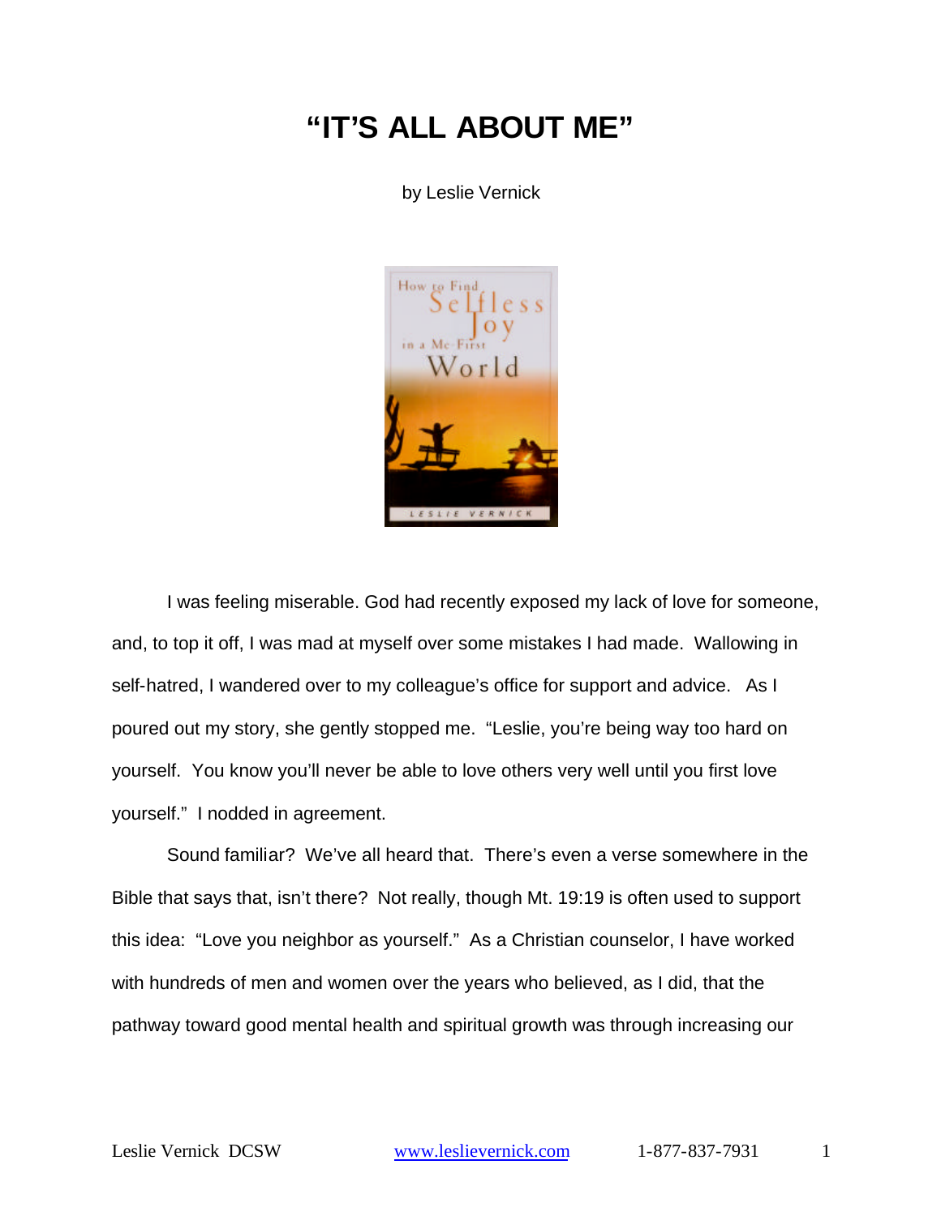# "IT'S ALL ABOUT ME"

by Leslie Vernick

I was feeling miserable. God had recently exposed my lack of love for someone, and, to top it off, I was mad at myself over some mistakes I had made. Wallowing in self-hatred, I wandered over to my colleague's office for support and advice. As I poured out my story, she gently stopped me. "Leslie, you're being way too hard on yourself. You know you'll never be able to love others very well until you first love yourself." I nodded in agreement.

Sound familiar? We've all heard that. There's even a verse somewhere in the Bible that says that, isn't there? Not really, though Mt. 19:19 is often used to support this idea: "Love you neighbor as yourself." As a Christian counselor, I have worked with hundreds of men and women over the years who believed, as I did, that the pathway toward good mental health and spiritual growth was through increasing our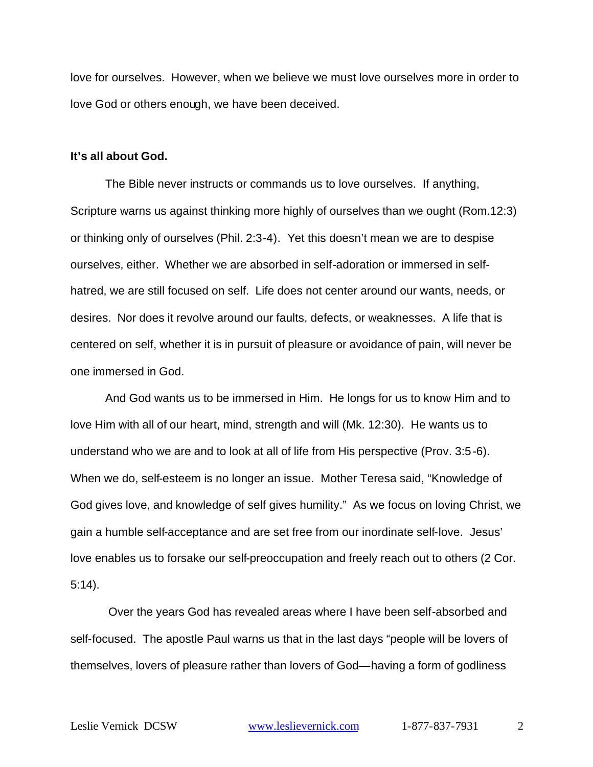love for ourselves. However, when we believe we must love ourselves more in order to love God or others enough, we have been deceived.

**It's all about God.**

The Bible never instructs or commands us to love ourselves. If anything, Scripture warns us against thinking more highly of ourselves than we ought (Rom.12:3) or thinking only of ourselves (Phil. 2:3-4). Yet this doesn't mean we are to despise ourselves, either. Whether we are absorbed in self-adoration or immersed in self-hatred, we are still focused on self. Life does not center around our wants, needs, or desires. Nor does it revolve around our faults, defects, or weaknesses. A life that is centered on self, whether it is in pursuit of pleasure or avoidance of pain, will never be one immersed in God.

And God wants us to be immersed in Him. He longs for us to know Him and to love Him with all of our heart, mind, strength and will (Mk. 12:30). He wants us to understand who we are and to look at all of life from His perspective (Prov. 3:5-6). When we do, self-esteem is no longer an issue. Mother Teresa said, "Knowledge of God gives love, and knowledge of self gives humility." As we focus on loving Christ, we gain a humble self-acceptance and are set free from our inordinate self-love. Jesus' love enables us to forsake our self-preoccupation and freely reach out to others (2 Cor. 5:14).

Over the years God has revealed areas where I have been self-absorbed and self-focused. The apostle Paul warns us that in the last days "people will be lovers of themselves, lovers of pleasure rather than lovers of God—having a form of godliness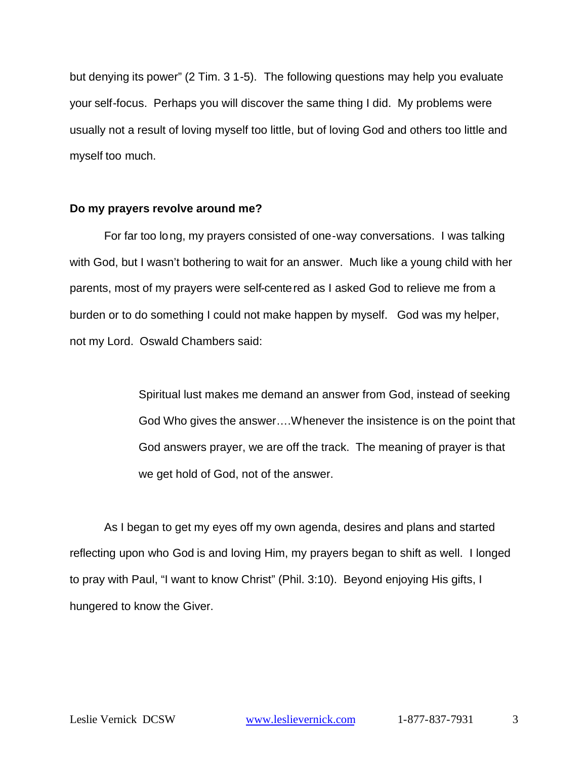but denying its power" (2 Tim. 3 1-5). The following questions may help you evaluate your self-focus. Perhaps you will discover the same thing I did. My problems were usually not a result of loving myself too little, but of loving God and others too little and myself too much.

**Do my prayers revolve around me?**

For far too long, my prayers consisted of one-way conversations. I was talking with God, but I wasn't bothering to wait for an answer. Much like a young child with her parents, most of my prayers were self-centered as I asked God to relieve me from a burden or to do something I could not make happen by myself. God was my helper, not my Lord. Oswald Chambers said:

> Spiritual lust makes me demand an answer from God, instead of seeking God Who gives the answer….Whenever the insistence is on the point that God answers prayer, we are off the track. The meaning of prayer is that we get hold of God, not of the answer.

As I began to get my eyes off my own agenda, desires and plans and started reflecting upon who God is and loving Him, my prayers began to shift as well. I longed to pray with Paul, "I want to know Christ" (Phil. 3:10). Beyond enjoying His gifts, I hungered to know the Giver.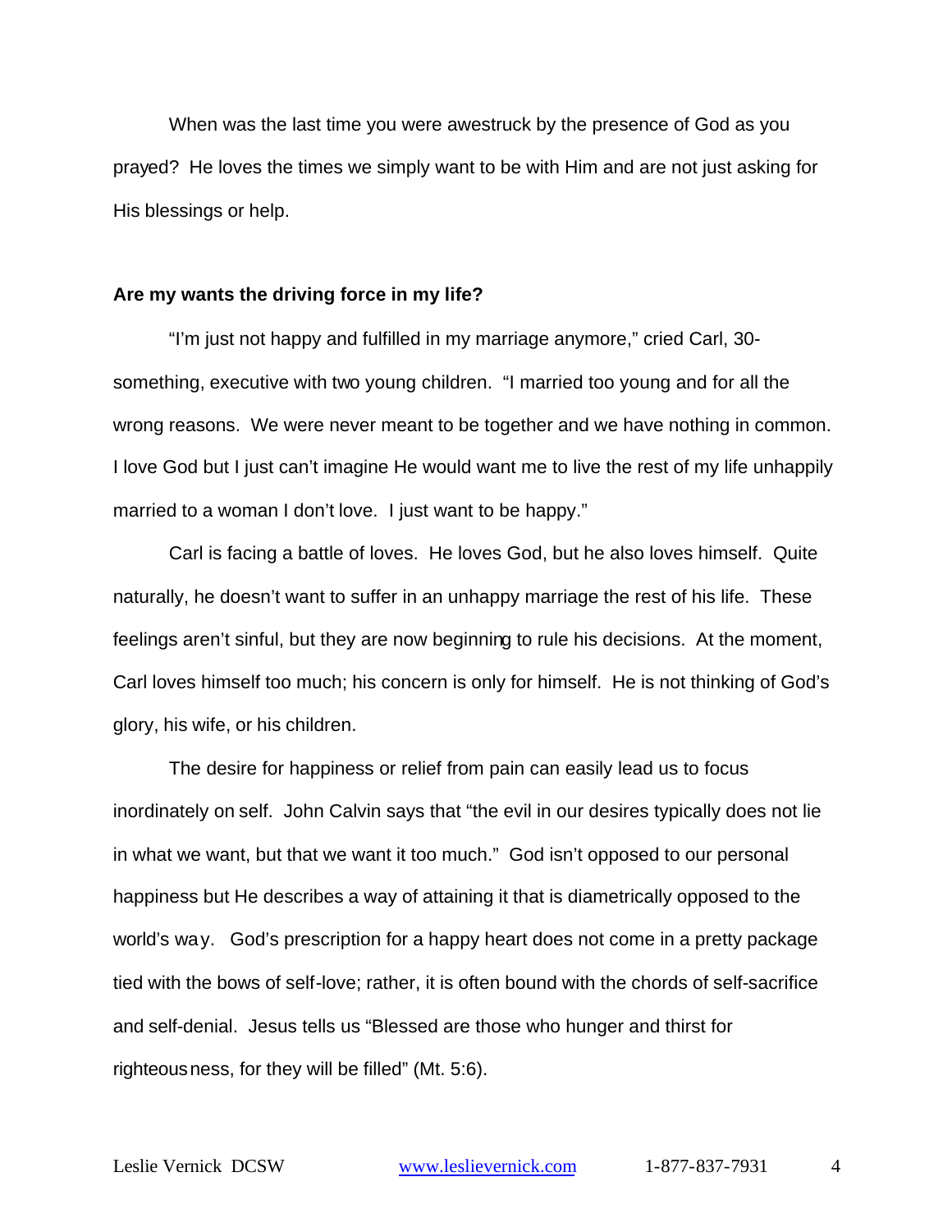When was the last time you were awestruck by the presence of God as you prayed? He loves the times we simply want to be with Him and are not just asking for His blessings or help.

**Are my wants the driving force in my life?**

"I'm just not happy and fulfilled in my marriage anymore," cried Carl, 30-something, executive with two young children. "I married too young and for all the wrong reasons. We were never meant to be together and we have nothing in common. I love God but I just can't imagine He would want me to live the rest of my life unhappily married to a woman I don't love. I just want to be happy."

Carl is facing a battle of loves. He loves God, but he also loves himself. Quite naturally, he doesn't want to suffer in an unhappy marriage the rest of his life. These feelings aren't sinful, but they are now beginning to rule his decisions. At the moment, Carl loves himself too much; his concern is only for himself. He is not thinking of God's glory, his wife, or his children.

The desire for happiness or relief from pain can easily lead us to focus inordinately on self. John Calvin says that "the evil in our desires typically does not lie in what we want, but that we want it too much." God isn't opposed to our personal happiness but He describes a way of attaining it that is diametrically opposed to the world's way. God's prescription for a happy heart does not come in a pretty package tied with the bows of self-love; rather, it is often bound with the chords of self-sacrifice and self-denial. Jesus tells us "Blessed are those who hunger and thirst for righteousness, for they will be filled" (Mt. 5:6).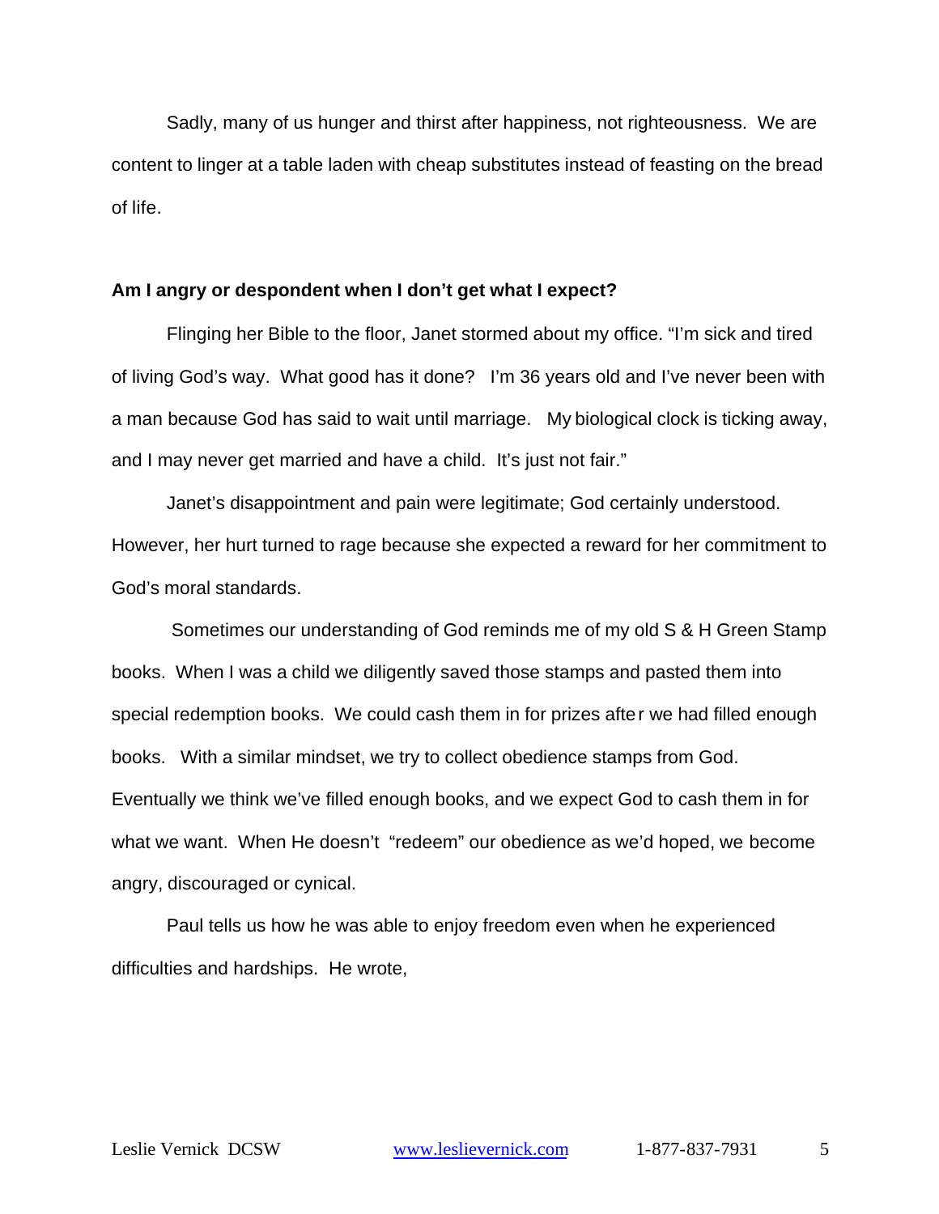Sadly, many of us hunger and thirst after happiness, not righteousness. We are content to linger at a table laden with cheap substitutes instead of feasting on the bread of life.

**Am I angry or despondent when I don't get what I expect?**

Flinging her Bible to the floor, Janet stormed about my office. "I'm sick and tired of living God's way. What good has it done? I'm 36 years old and I've never been with a man because God has said to wait until marriage. My biological clock is ticking away, and I may never get married and have a child. It's just not fair."

Janet's disappointment and pain were legitimate; God certainly understood. However, her hurt turned to rage because she expected a reward for her commitment to God's moral standards.

Sometimes our understanding of God reminds me of my old S & H Green Stamp books. When I was a child we diligently saved those stamps and pasted them into special redemption books. We could cash them in for prizes after we had filled enough books. With a similar mindset, we try to collect obedience stamps from God. Eventually we think we've filled enough books, and we expect God to cash them in for what we want. When He doesn't "redeem" our obedience as we'd hoped, we become angry, discouraged or cynical.

Paul tells us how he was able to enjoy freedom even when he experienced difficulties and hardships. He wrote,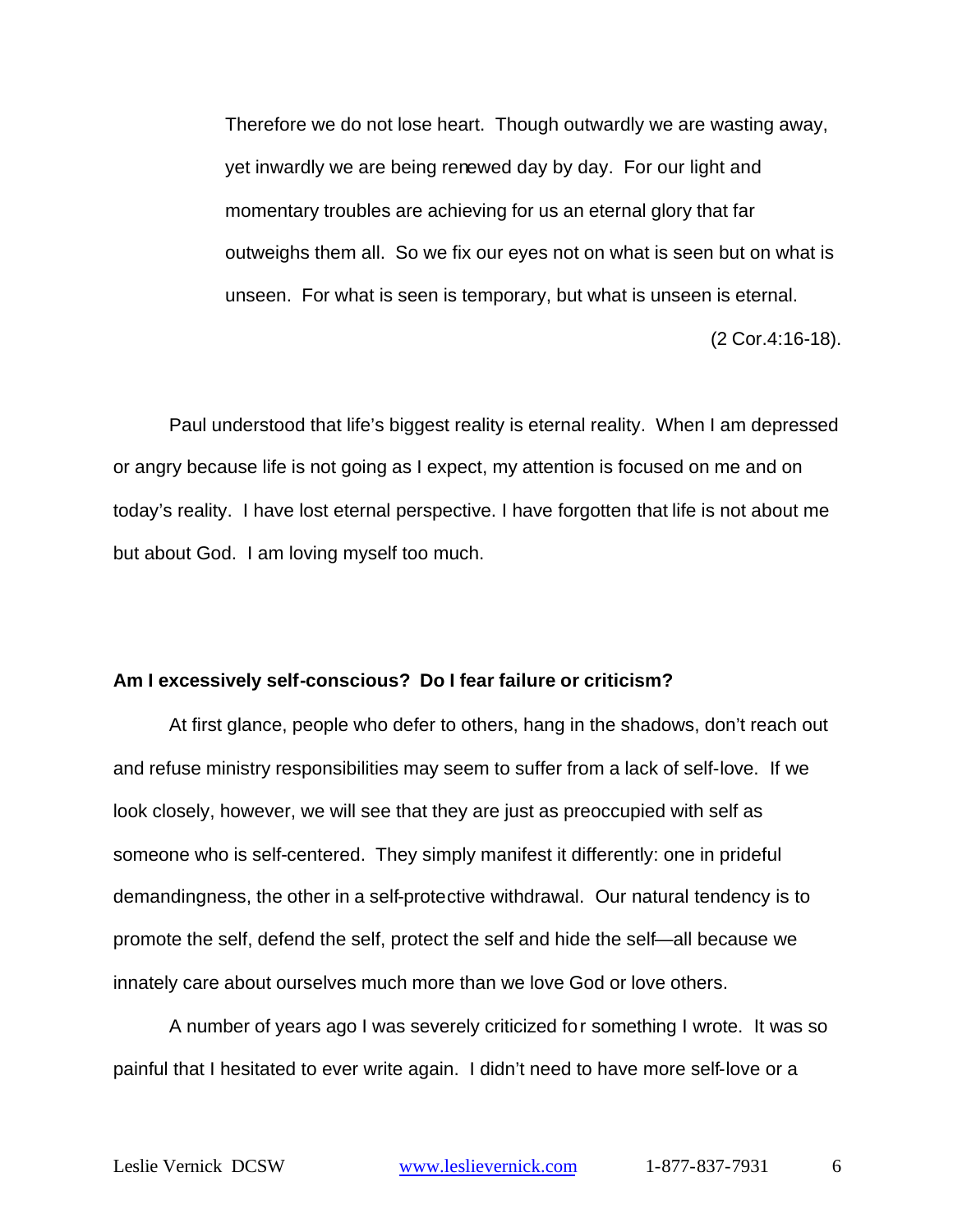> Therefore we do not lose heart. Though outwardly we are wasting away, yet inwardly we are being renewed day by day. For our light and momentary troubles are achieving for us an eternal glory that far outweighs them all. So we fix our eyes not on what is seen but on what is unseen. For what is seen is temporary, but what is unseen is eternal. (2 Cor.4:16-18).

Paul understood that life's biggest reality is eternal reality. When I am depressed or angry because life is not going as I expect, my attention is focused on me and on today's reality. I have lost eternal perspective. I have forgotten that life is not about me but about God. I am loving myself too much.

**Am I excessively self-conscious? Do I fear failure or criticism?**

At first glance, people who defer to others, hang in the shadows, don't reach out and refuse ministry responsibilities may seem to suffer from a lack of self-love. If we look closely, however, we will see that they are just as preoccupied with self as someone who is self-centered. They simply manifest it differently: one in prideful demandingness, the other in a self-protective withdrawal. Our natural tendency is to promote the self, defend the self, protect the self and hide the self—all because we innately care about ourselves much more than we love God or love others.

A number of years ago I was severely criticized for something I wrote. It was so painful that I hesitated to ever write again. I didn't need to have more self-love or a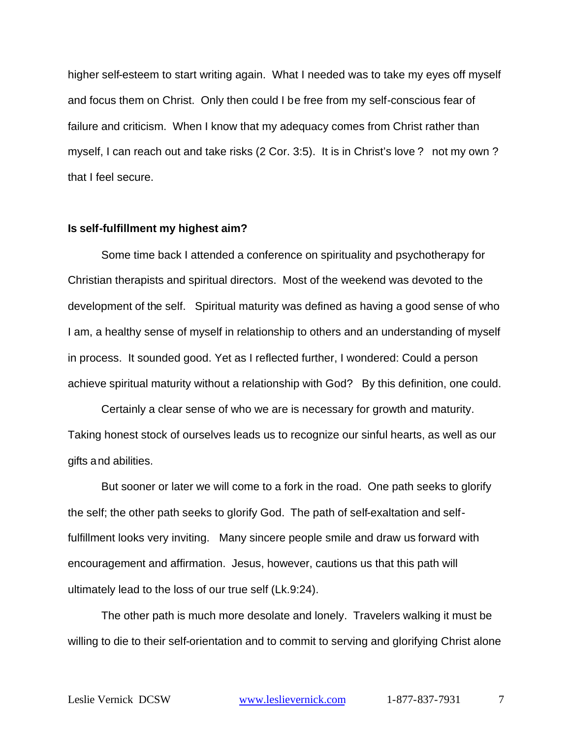higher self-esteem to start writing again. What I needed was to take my eyes off myself and focus them on Christ. Only then could I be free from my self-conscious fear of failure and criticism. When I know that my adequacy comes from Christ rather than myself, I can reach out and take risks (2 Cor. 3:5). It is in Christ's love ? not my own ? that I feel secure.

**Is self-fulfillment my highest aim?**

Some time back I attended a conference on spirituality and psychotherapy for Christian therapists and spiritual directors. Most of the weekend was devoted to the development of the self. Spiritual maturity was defined as having a good sense of who I am, a healthy sense of myself in relationship to others and an understanding of myself in process. It sounded good. Yet as I reflected further, I wondered: Could a person achieve spiritual maturity without a relationship with God? By this definition, one could.

Certainly a clear sense of who we are is necessary for growth and maturity. Taking honest stock of ourselves leads us to recognize our sinful hearts, as well as our gifts and abilities.

But sooner or later we will come to a fork in the road. One path seeks to glorify the self; the other path seeks to glorify God. The path of self-exaltation and self-fulfillment looks very inviting. Many sincere people smile and draw us forward with encouragement and affirmation. Jesus, however, cautions us that this path will ultimately lead to the loss of our true self (Lk.9:24).

The other path is much more desolate and lonely. Travelers walking it must be willing to die to their self-orientation and to commit to serving and glorifying Christ alone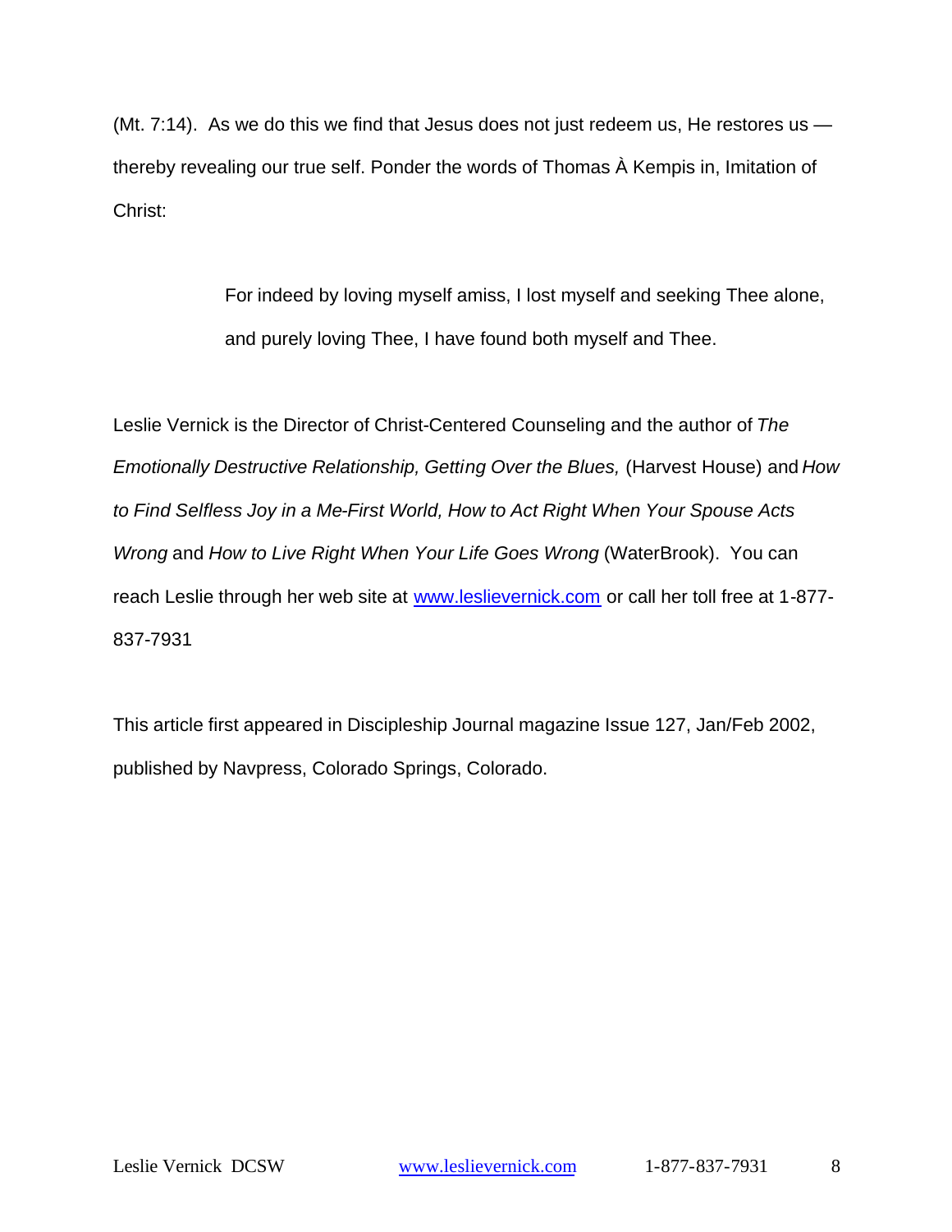(Mt. 7:14). As we do this we find that Jesus does not just redeem us, He restores us — thereby revealing our true self. Ponder the words of Thomas À Kempis in, Imitation of Christ:

> For indeed by loving myself amiss, I lost myself and seeking Thee alone, and purely loving Thee, I have found both myself and Thee.

Leslie Vernick is the Director of Christ-Centered Counseling and the author of *The Emotionally Destructive Relationship, Getting Over the Blues,* (Harvest House) and *How to Find Selfless Joy in a Me-First World, How to Act Right When Your Spouse Acts Wrong* and *How to Live Right When Your Life Goes Wrong* (WaterBrook). You can reach Leslie through her web site at www.leslievernick.com or call her toll free at 1-877-837-7931

This article first appeared in Discipleship Journal magazine Issue 127, Jan/Feb 2002, published by Navpress, Colorado Springs, Colorado.